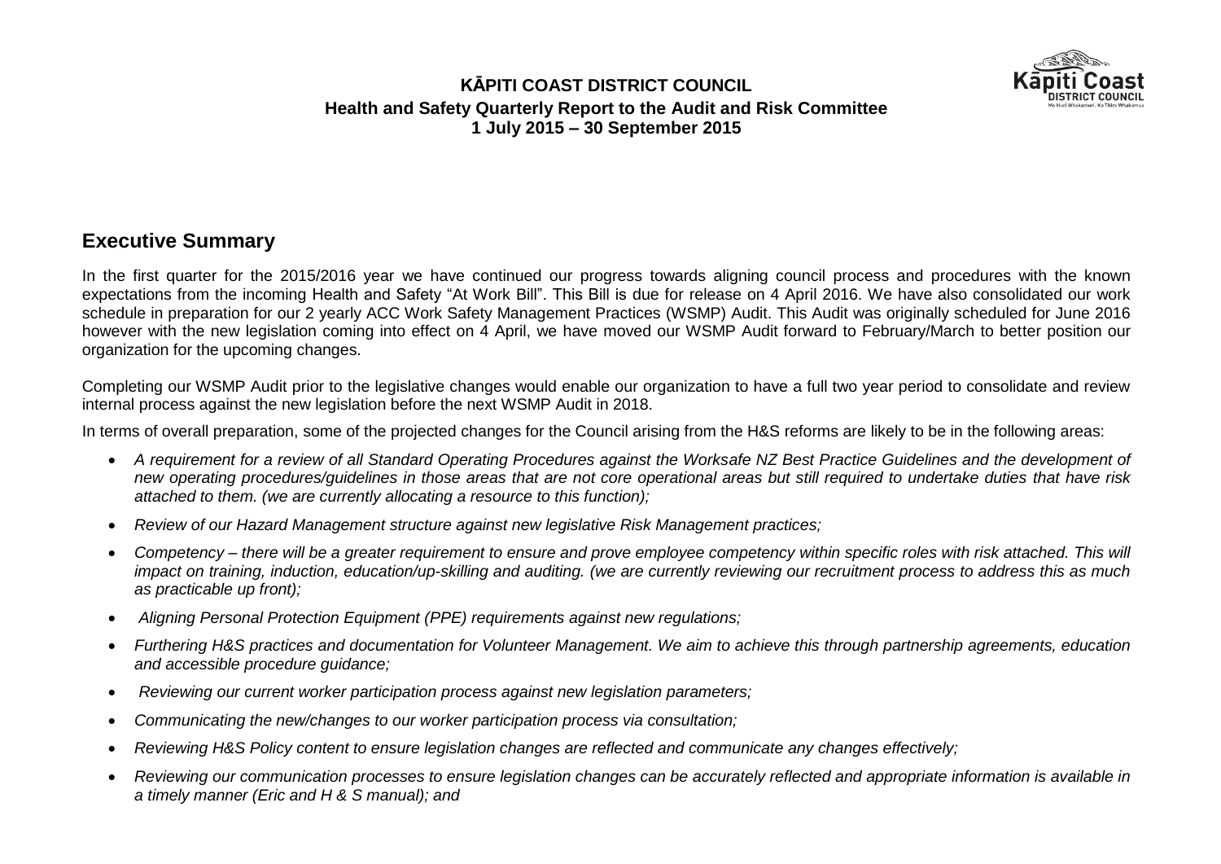**KĀPITI COAST DISTRICT COUNCIL**
**Health and Safety Quarterly Report to the Audit and Risk Committee**
**1 July 2015 – 30 September 2015**

## Executive Summary

In the first quarter for the 2015/2016 year we have continued our progress towards aligning council process and procedures with the known expectations from the incoming Health and Safety "At Work Bill". This Bill is due for release on 4 April 2016. We have also consolidated our work schedule in preparation for our 2 yearly ACC Work Safety Management Practices (WSMP) Audit. This Audit was originally scheduled for June 2016 however with the new legislation coming into effect on 4 April, we have moved our WSMP Audit forward to February/March to better position our organization for the upcoming changes.

Completing our WSMP Audit prior to the legislative changes would enable our organization to have a full two year period to consolidate and review internal process against the new legislation before the next WSMP Audit in 2018.

In terms of overall preparation, some of the projected changes for the Council arising from the H&S reforms are likely to be in the following areas:

- *A requirement for a review of all Standard Operating Procedures against the Worksafe NZ Best Practice Guidelines and the development of new operating procedures/guidelines in those areas that are not core operational areas but still required to undertake duties that have risk attached to them. (we are currently allocating a resource to this function);*
- *Review of our Hazard Management structure against new legislative Risk Management practices;*
- *Competency – there will be a greater requirement to ensure and prove employee competency within specific roles with risk attached. This will impact on training, induction, education/up-skilling and auditing. (we are currently reviewing our recruitment process to address this as much as practicable up front);*
- *Aligning Personal Protection Equipment (PPE) requirements against new regulations;*
- *Furthering H&S practices and documentation for Volunteer Management. We aim to achieve this through partnership agreements, education and accessible procedure guidance;*
- *Reviewing our current worker participation process against new legislation parameters;*
- *Communicating the new/changes to our worker participation process via consultation;*
- *Reviewing H&S Policy content to ensure legislation changes are reflected and communicate any changes effectively;*
- *Reviewing our communication processes to ensure legislation changes can be accurately reflected and appropriate information is available in a timely manner (Eric and H & S manual); and*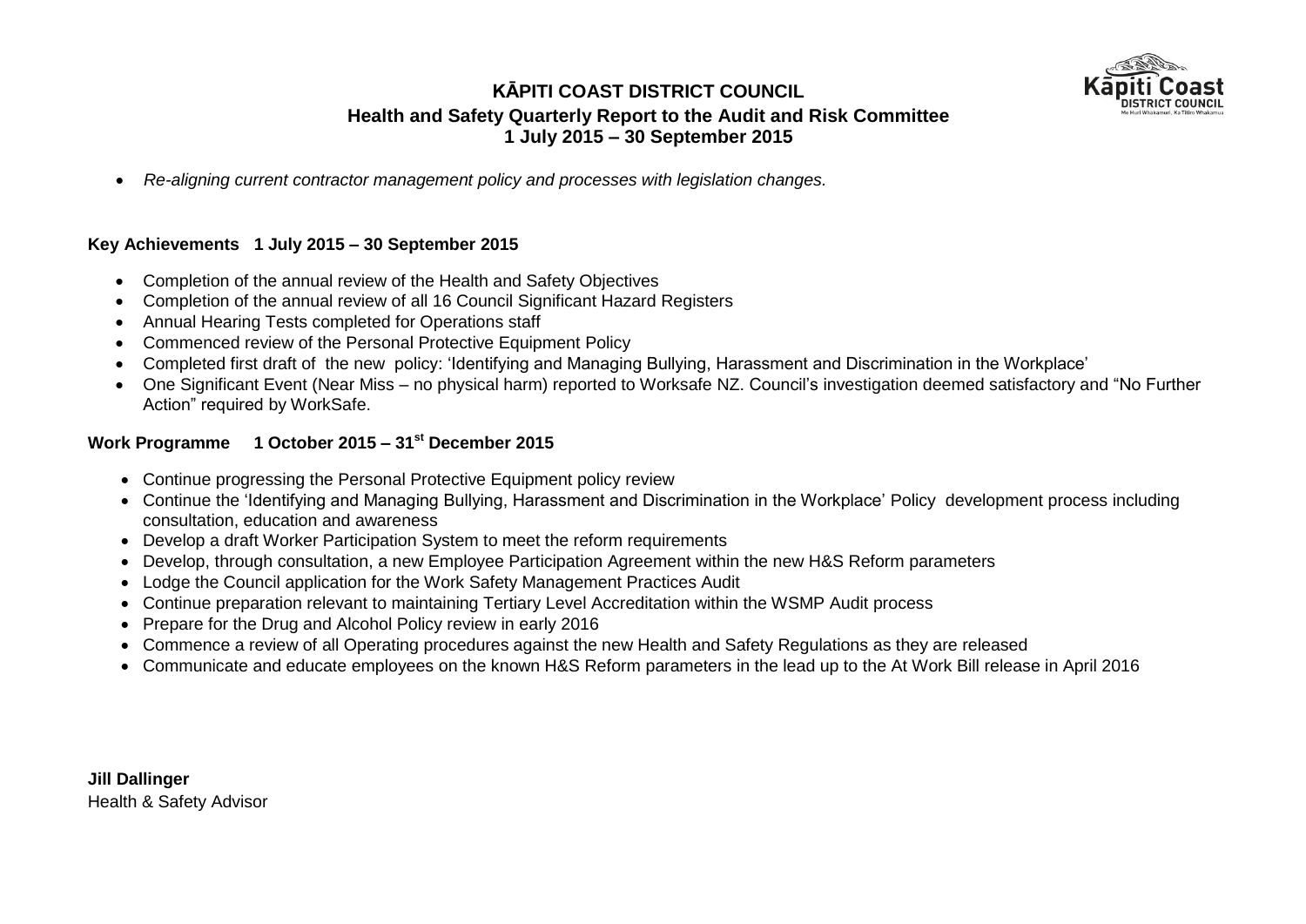- *Re-aligning current contractor management policy and processes with legislation changes.*

**Key Achievements 1 July 2015 – 30 September 2015**

- Completion of the annual review of the Health and Safety Objectives
- Completion of the annual review of all 16 Council Significant Hazard Registers
- Annual Hearing Tests completed for Operations staff
- Commenced review of the Personal Protective Equipment Policy
- Completed first draft of the new policy: 'Identifying and Managing Bullying, Harassment and Discrimination in the Workplace'
- One Significant Event (Near Miss – no physical harm) reported to Worksafe NZ. Council's investigation deemed satisfactory and "No Further Action" required by WorkSafe.

**Work Programme 1 October 2015 – 31st December 2015**

- Continue progressing the Personal Protective Equipment policy review
- Continue the 'Identifying and Managing Bullying, Harassment and Discrimination in the Workplace' Policy development process including consultation, education and awareness
- Develop a draft Worker Participation System to meet the reform requirements
- Develop, through consultation, a new Employee Participation Agreement within the new H&S Reform parameters
- Lodge the Council application for the Work Safety Management Practices Audit
- Continue preparation relevant to maintaining Tertiary Level Accreditation within the WSMP Audit process
- Prepare for the Drug and Alcohol Policy review in early 2016
- Commence a review of all Operating procedures against the new Health and Safety Regulations as they are released
- Communicate and educate employees on the known H&S Reform parameters in the lead up to the At Work Bill release in April 2016

**Jill Dallinger**
Health & Safety Advisor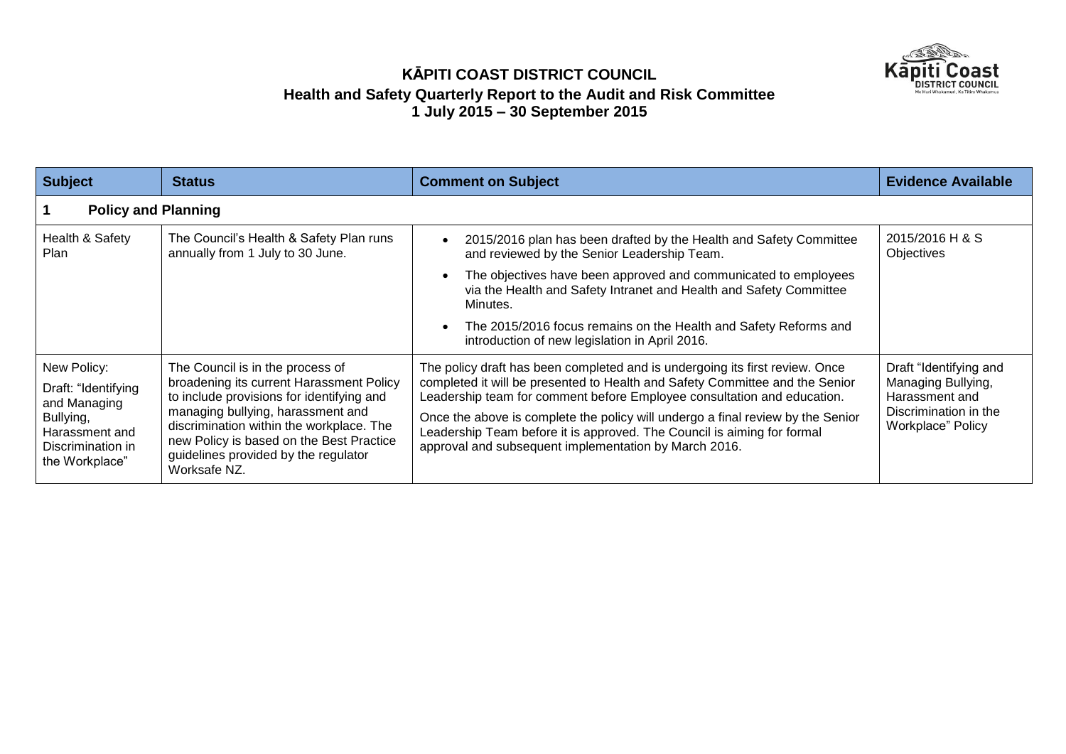# KĀPITI COAST DISTRICT COUNCIL

## Health and Safety Quarterly Report to the Audit and Risk Committee
## 1 July 2015 – 30 September 2015

| Subject | Status | Comment on Subject | Evidence Available |
|---|---|---|---|
| **1 Policy and Planning** | | | |
| Health & Safety Plan | The Council's Health & Safety Plan runs annually from 1 July to 30 June. | • 2015/2016 plan has been drafted by the Health and Safety Committee and reviewed by the Senior Leadership Team. <br> • The objectives have been approved and communicated to employees via the Health and Safety Intranet and Health and Safety Committee Minutes. <br> • The 2015/2016 focus remains on the Health and Safety Reforms and introduction of new legislation in April 2016. | 2015/2016 H & S Objectives |
| New Policy: <br> Draft: "Identifying and Managing Bullying, Harassment and Discrimination in the Workplace" | The Council is in the process of broadening its current Harassment Policy to include provisions for identifying and managing bullying, harassment and discrimination within the workplace. The new Policy is based on the Best Practice guidelines provided by the regulator Worksafe NZ. | The policy draft has been completed and is undergoing its first review. Once completed it will be presented to Health and Safety Committee and the Senior Leadership team for comment before Employee consultation and education. <br> Once the above is complete the policy will undergo a final review by the Senior Leadership Team before it is approved. The Council is aiming for formal approval and subsequent implementation by March 2016. | Draft "Identifying and Managing Bullying, Harassment and Discrimination in the Workplace" Policy |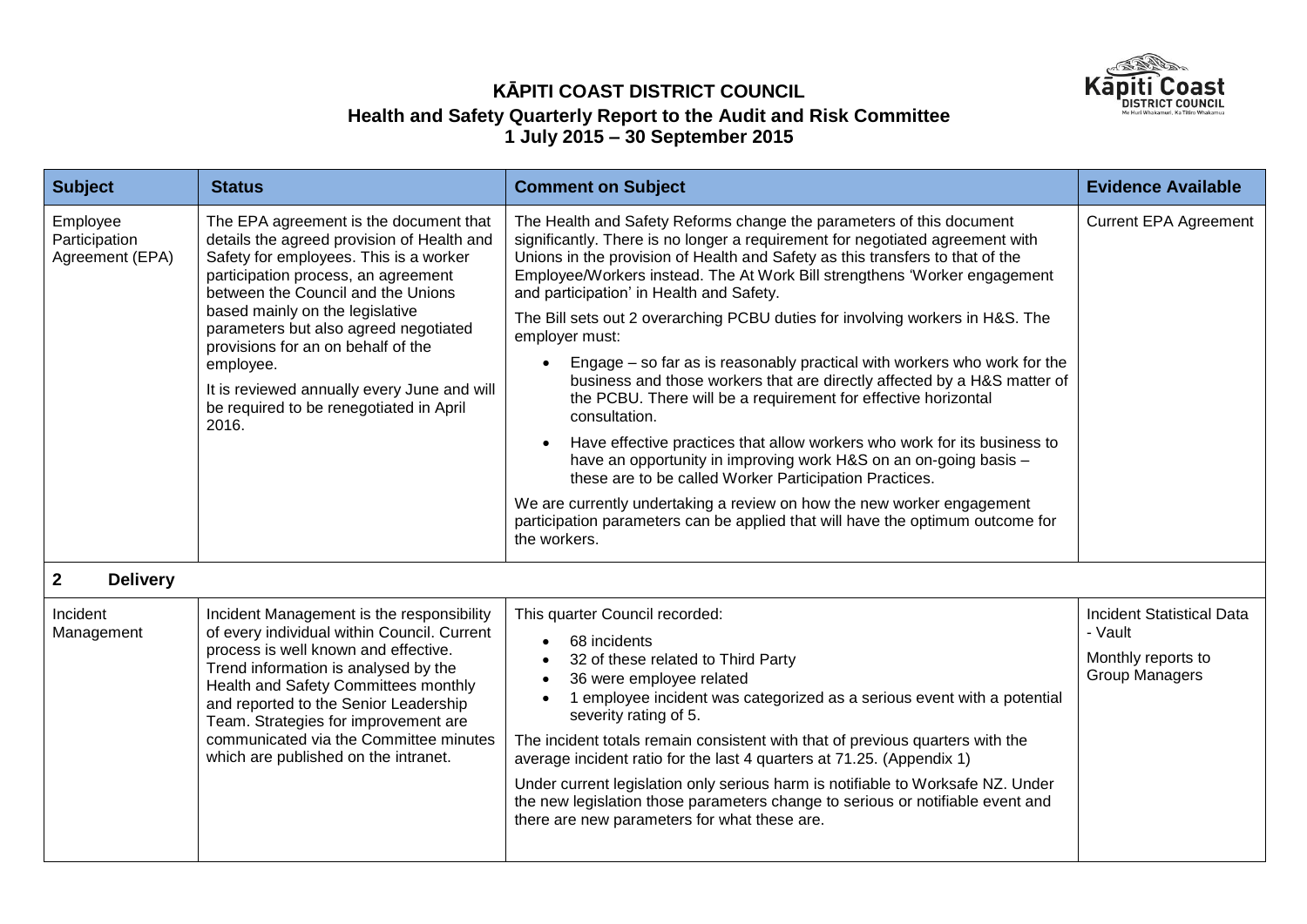# KĀPITI COAST DISTRICT COUNCIL

## Health and Safety Quarterly Report to the Audit and Risk Committee

### 1 July 2015 – 30 September 2015

| Subject | Status | Comment on Subject | Evidence Available |
|---|---|---|---|
| Employee Participation Agreement (EPA) | The EPA agreement is the document that details the agreed provision of Health and Safety for employees. This is a worker participation process, an agreement between the Council and the Unions based mainly on the legislative parameters but also agreed negotiated provisions for an on behalf of the employee.<br><br>It is reviewed annually every June and will be required to be renegotiated in April 2016. | The Health and Safety Reforms change the parameters of this document significantly. There is no longer a requirement for negotiated agreement with Unions in the provision of Health and Safety as this transfers to that of the Employee/Workers instead. The At Work Bill strengthens 'Worker engagement and participation' in Health and Safety.<br><br>The Bill sets out 2 overarching PCBU duties for involving workers in H&S. The employer must:<br><br>• Engage – so far as is reasonably practical with workers who work for the business and those workers that are directly affected by a H&S matter of the PCBU. There will be a requirement for effective horizontal consultation.<br>• Have effective practices that allow workers who work for its business to have an opportunity in improving work H&S on an on-going basis – these are to be called Worker Participation Practices.<br><br>We are currently undertaking a review on how the new worker engagement participation parameters can be applied that will have the optimum outcome for the workers. | Current EPA Agreement |
| **2 Delivery** | | | |
| Incident Management | Incident Management is the responsibility of every individual within Council. Current process is well known and effective. Trend information is analysed by the Health and Safety Committees monthly and reported to the Senior Leadership Team. Strategies for improvement are communicated via the Committee minutes which are published on the intranet. | This quarter Council recorded:<br><br>• 68 incidents<br>• 32 of these related to Third Party<br>• 36 were employee related<br>• 1 employee incident was categorized as a serious event with a potential severity rating of 5.<br><br>The incident totals remain consistent with that of previous quarters with the average incident ratio for the last 4 quarters at 71.25. (Appendix 1)<br><br>Under current legislation only serious harm is notifiable to Worksafe NZ. Under the new legislation those parameters change to serious or notifiable event and there are new parameters for what these are. | Incident Statistical Data - Vault<br><br>Monthly reports to Group Managers |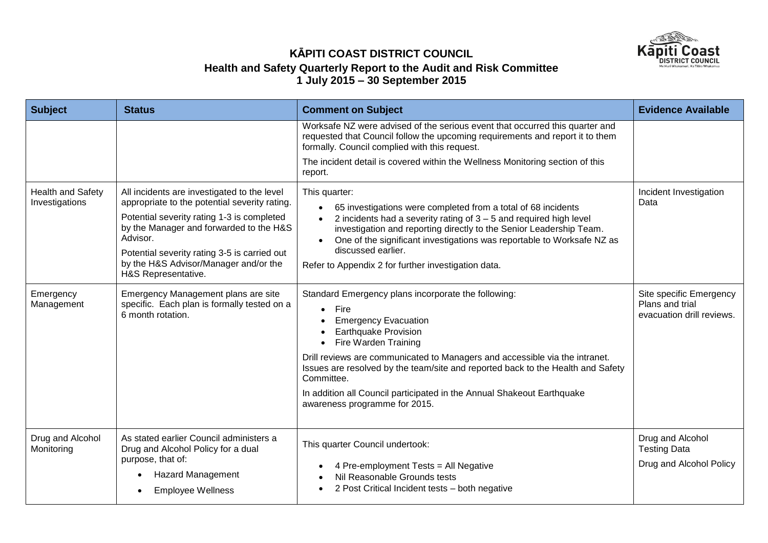# KĀPITI COAST DISTRICT COUNCIL
## Health and Safety Quarterly Report to the Audit and Risk Committee
## 1 July 2015 – 30 September 2015

| Subject | Status | Comment on Subject | Evidence Available |
|---|---|---|---|
| | | Worksafe NZ were advised of the serious event that occurred this quarter and requested that Council follow the upcoming requirements and report it to them formally. Council complied with this request.<br><br>The incident detail is covered within the Wellness Monitoring section of this report. | |
| Health and Safety Investigations | All incidents are investigated to the level appropriate to the potential severity rating.<br><br>Potential severity rating 1-3 is completed by the Manager and forwarded to the H&S Advisor.<br><br>Potential severity rating 3-5 is carried out by the H&S Advisor/Manager and/or the H&S Representative. | This quarter:<br>• 65 investigations were completed from a total of 68 incidents<br>• 2 incidents had a severity rating of 3 – 5 and required high level investigation and reporting directly to the Senior Leadership Team.<br>• One of the significant investigations was reportable to Worksafe NZ as discussed earlier.<br><br>Refer to Appendix 2 for further investigation data. | Incident Investigation Data |
| Emergency Management | Emergency Management plans are site specific. Each plan is formally tested on a 6 month rotation. | Standard Emergency plans incorporate the following:<br>• Fire<br>• Emergency Evacuation<br>• Earthquake Provision<br>• Fire Warden Training<br><br>Drill reviews are communicated to Managers and accessible via the intranet. Issues are resolved by the team/site and reported back to the Health and Safety Committee.<br><br>In addition all Council participated in the Annual Shakeout Earthquake awareness programme for 2015. | Site specific Emergency Plans and trial evacuation drill reviews. |
| Drug and Alcohol Monitoring | As stated earlier Council administers a Drug and Alcohol Policy for a dual purpose, that of:<br>• Hazard Management<br>• Employee Wellness | This quarter Council undertook:<br>• 4 Pre-employment Tests = All Negative<br>• Nil Reasonable Grounds tests<br>• 2 Post Critical Incident tests – both negative | Drug and Alcohol Testing Data<br><br>Drug and Alcohol Policy |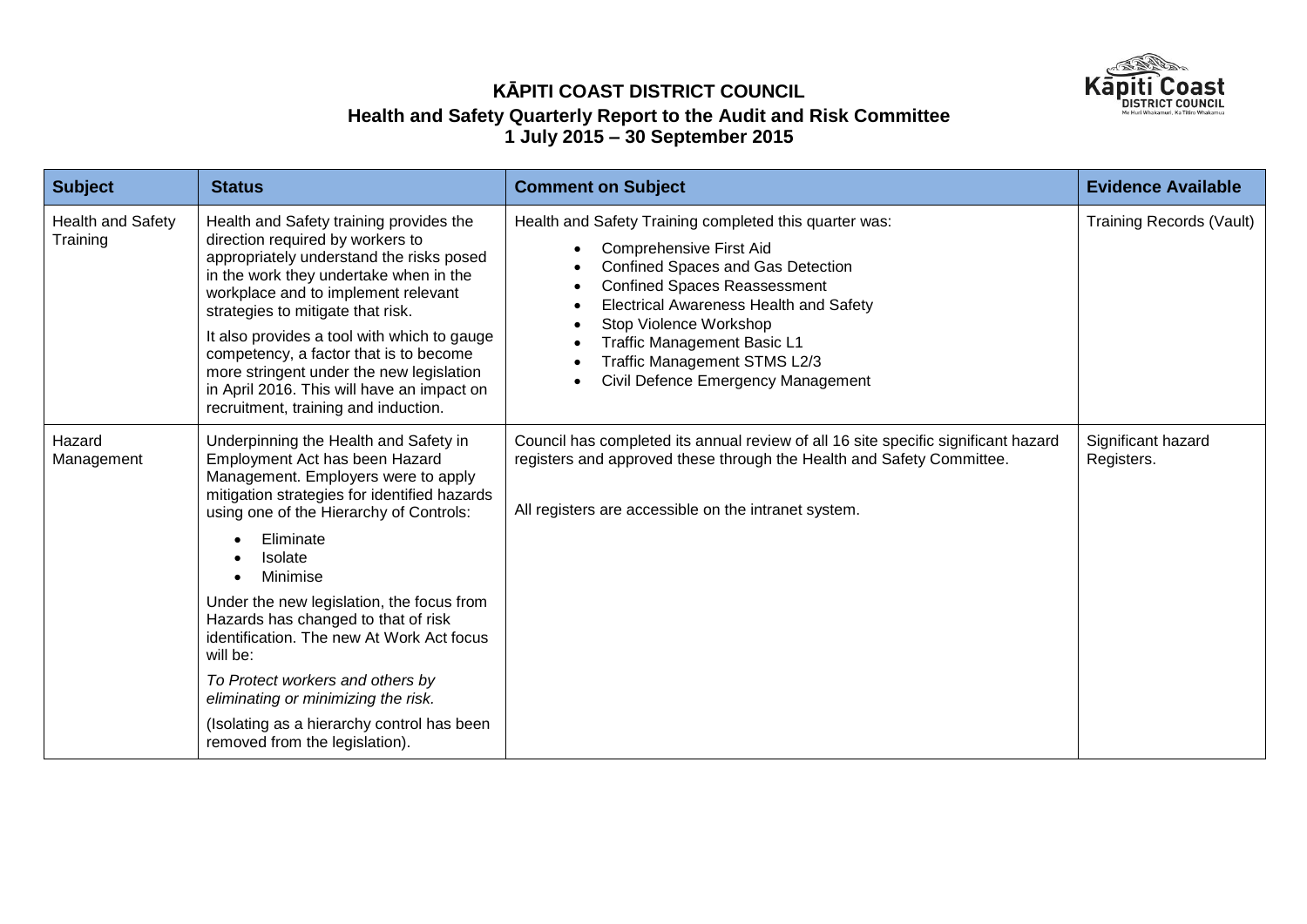# KĀPITI COAST DISTRICT COUNCIL

## Health and Safety Quarterly Report to the Audit and Risk Committee
## 1 July 2015 – 30 September 2015

| Subject | Status | Comment on Subject | Evidence Available |
|---|---|---|---|
| Health and Safety Training | Health and Safety training provides the direction required by workers to appropriately understand the risks posed in the work they undertake when in the workplace and to implement relevant strategies to mitigate that risk.<br><br>It also provides a tool with which to gauge competency, a factor that is to become more stringent under the new legislation in April 2016. This will have an impact on recruitment, training and induction. | Health and Safety Training completed this quarter was:<br>• Comprehensive First Aid<br>• Confined Spaces and Gas Detection<br>• Confined Spaces Reassessment<br>• Electrical Awareness Health and Safety<br>• Stop Violence Workshop<br>• Traffic Management Basic L1<br>• Traffic Management STMS L2/3<br>• Civil Defence Emergency Management | Training Records (Vault) |
| Hazard Management | Underpinning the Health and Safety in Employment Act has been Hazard Management. Employers were to apply mitigation strategies for identified hazards using one of the Hierarchy of Controls:<br>• Eliminate<br>• Isolate<br>• Minimise<br><br>Under the new legislation, the focus from Hazards has changed to that of risk identification. The new At Work Act focus will be:<br><br>*To Protect workers and others by eliminating or minimizing the risk.*<br><br>(Isolating as a hierarchy control has been removed from the legislation). | Council has completed its annual review of all 16 site specific significant hazard registers and approved these through the Health and Safety Committee.<br><br>All registers are accessible on the intranet system. | Significant hazard Registers. |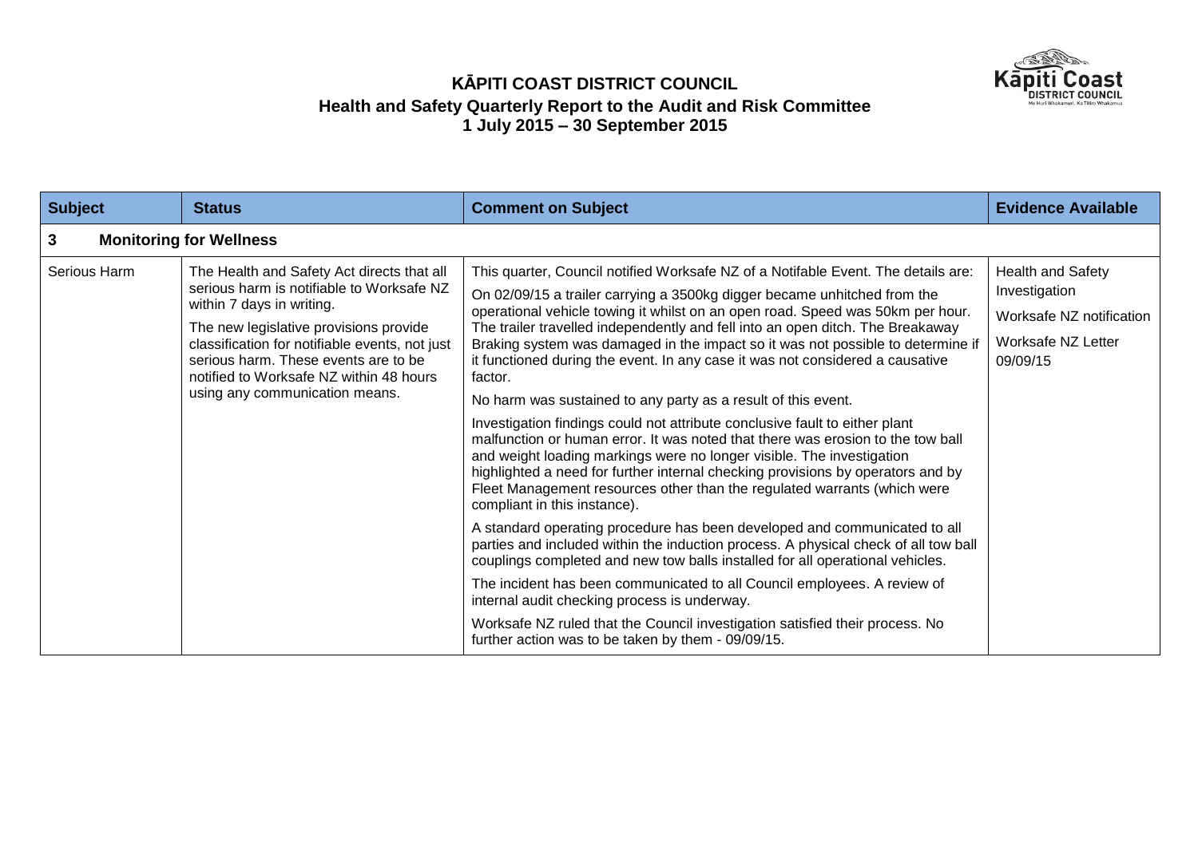# KĀPITI COAST DISTRICT COUNCIL
## Health and Safety Quarterly Report to the Audit and Risk Committee
## 1 July 2015 – 30 September 2015

| Subject | Status | Comment on Subject | Evidence Available |
|---|---|---|---|
| **3 Monitoring for Wellness** | | | |
| Serious Harm | The Health and Safety Act directs that all serious harm is notifiable to Worksafe NZ within 7 days in writing.<br><br>The new legislative provisions provide classification for notifiable events, not just serious harm. These events are to be notified to Worksafe NZ within 48 hours using any communication means. | This quarter, Council notified Worksafe NZ of a Notifable Event. The details are:<br><br>On 02/09/15 a trailer carrying a 3500kg digger became unhitched from the operational vehicle towing it whilst on an open road. Speed was 50km per hour. The trailer travelled independently and fell into an open ditch. The Breakaway Braking system was damaged in the impact so it was not possible to determine if it functioned during the event. In any case it was not considered a causative factor.<br><br>No harm was sustained to any party as a result of this event.<br><br>Investigation findings could not attribute conclusive fault to either plant malfunction or human error. It was noted that there was erosion to the tow ball and weight loading markings were no longer visible. The investigation highlighted a need for further internal checking provisions by operators and by Fleet Management resources other than the regulated warrants (which were compliant in this instance).<br><br>A standard operating procedure has been developed and communicated to all parties and included within the induction process. A physical check of all tow ball couplings completed and new tow balls installed for all operational vehicles.<br><br>The incident has been communicated to all Council employees. A review of internal audit checking process is underway.<br><br>Worksafe NZ ruled that the Council investigation satisfied their process. No further action was to be taken by them - 09/09/15. | Health and Safety Investigation<br><br>Worksafe NZ notification<br><br>Worksafe NZ Letter 09/09/15 |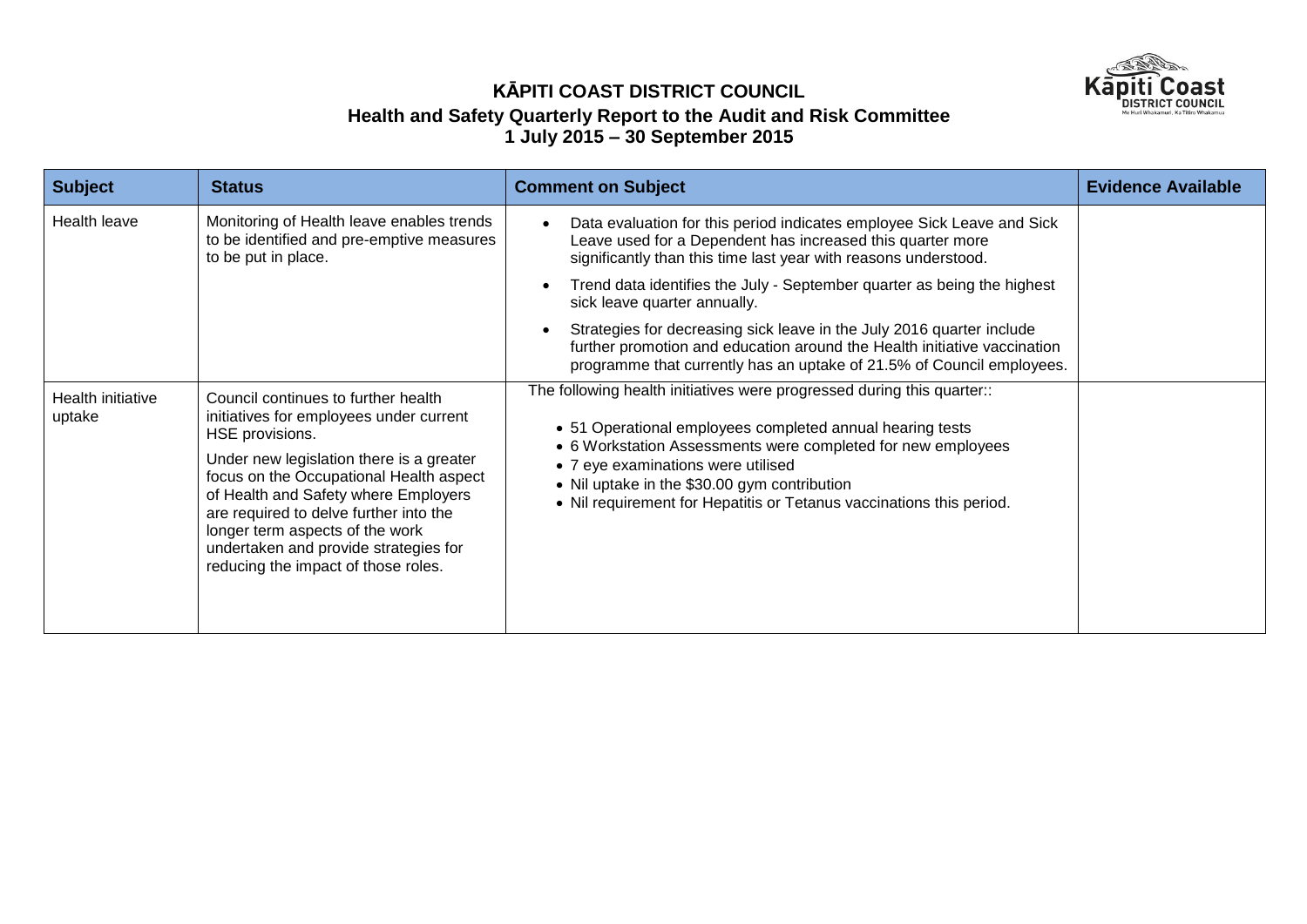# KĀPITI COAST DISTRICT COUNCIL

## Health and Safety Quarterly Report to the Audit and Risk Committee

## 1 July 2015 – 30 September 2015

| Subject | Status | Comment on Subject | Evidence Available |
|---|---|---|---|
| Health leave | Monitoring of Health leave enables trends to be identified and pre-emptive measures to be put in place. | • Data evaluation for this period indicates employee Sick Leave and Sick Leave used for a Dependent has increased this quarter more significantly than this time last year with reasons understood.<br>• Trend data identifies the July - September quarter as being the highest sick leave quarter annually.<br>• Strategies for decreasing sick leave in the July 2016 quarter include further promotion and education around the Health initiative vaccination programme that currently has an uptake of 21.5% of Council employees. | |
| Health initiative uptake | Council continues to further health initiatives for employees under current HSE provisions.<br><br>Under new legislation there is a greater focus on the Occupational Health aspect of Health and Safety where Employers are required to delve further into the longer term aspects of the work undertaken and provide strategies for reducing the impact of those roles. | The following health initiatives were progressed during this quarter::<br>• 51 Operational employees completed annual hearing tests<br>• 6 Workstation Assessments were completed for new employees<br>• 7 eye examinations were utilised<br>• Nil uptake in the $30.00 gym contribution<br>• Nil requirement for Hepatitis or Tetanus vaccinations this period. | |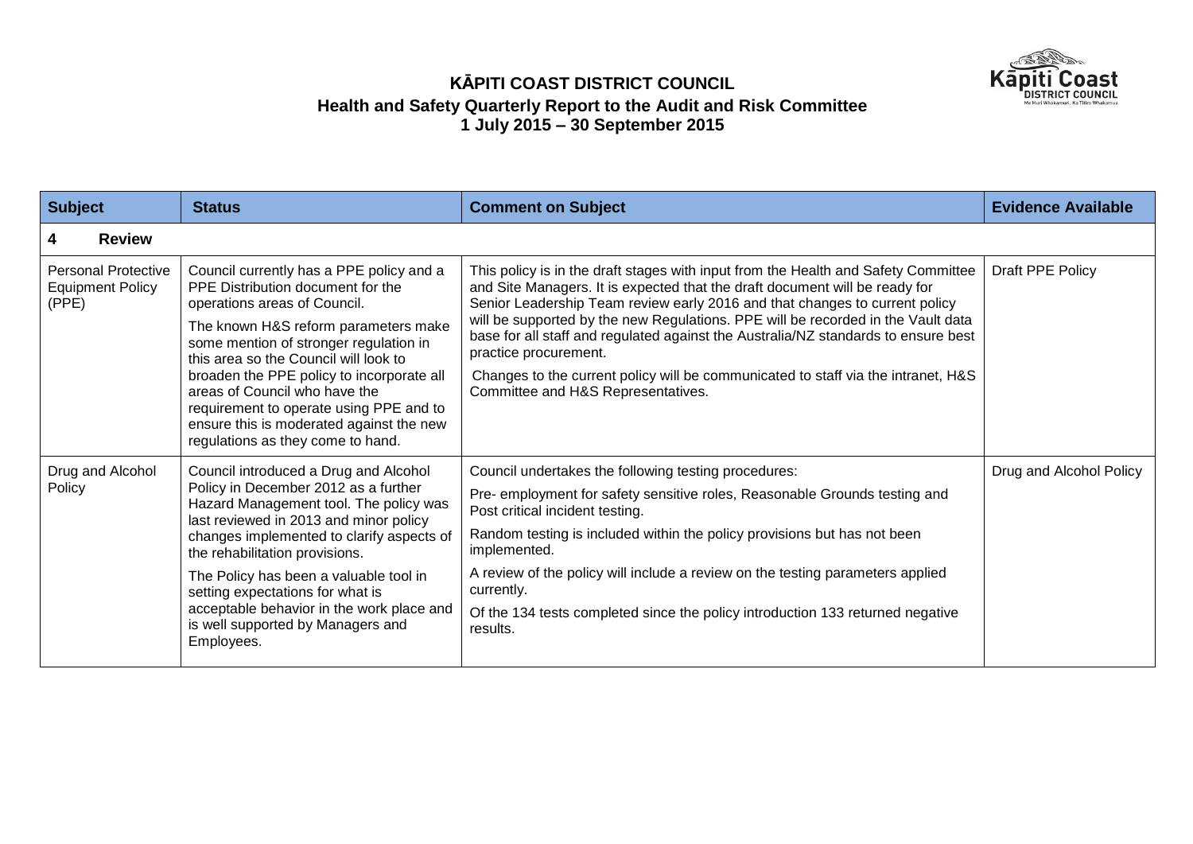# KĀPITI COAST DISTRICT COUNCIL
## Health and Safety Quarterly Report to the Audit and Risk Committee
## 1 July 2015 – 30 September 2015

| Subject | Status | Comment on Subject | Evidence Available |
|---|---|---|---|
| **4 Review** | | | |
| Personal Protective Equipment Policy (PPE) | Council currently has a PPE policy and a PPE Distribution document for the operations areas of Council.<br><br>The known H&S reform parameters make some mention of stronger regulation in this area so the Council will look to broaden the PPE policy to incorporate all areas of Council who have the requirement to operate using PPE and to ensure this is moderated against the new regulations as they come to hand. | This policy is in the draft stages with input from the Health and Safety Committee and Site Managers. It is expected that the draft document will be ready for Senior Leadership Team review early 2016 and that changes to current policy will be supported by the new Regulations. PPE will be recorded in the Vault data base for all staff and regulated against the Australia/NZ standards to ensure best practice procurement.<br><br>Changes to the current policy will be communicated to staff via the intranet, H&S Committee and H&S Representatives. | Draft PPE Policy |
| Drug and Alcohol Policy | Council introduced a Drug and Alcohol Policy in December 2012 as a further Hazard Management tool. The policy was last reviewed in 2013 and minor policy changes implemented to clarify aspects of the rehabilitation provisions.<br><br>The Policy has been a valuable tool in setting expectations for what is acceptable behavior in the work place and is well supported by Managers and Employees. | Council undertakes the following testing procedures:<br><br>Pre- employment for safety sensitive roles, Reasonable Grounds testing and Post critical incident testing.<br><br>Random testing is included within the policy provisions but has not been implemented.<br><br>A review of the policy will include a review on the testing parameters applied currently.<br><br>Of the 134 tests completed since the policy introduction 133 returned negative results. | Drug and Alcohol Policy |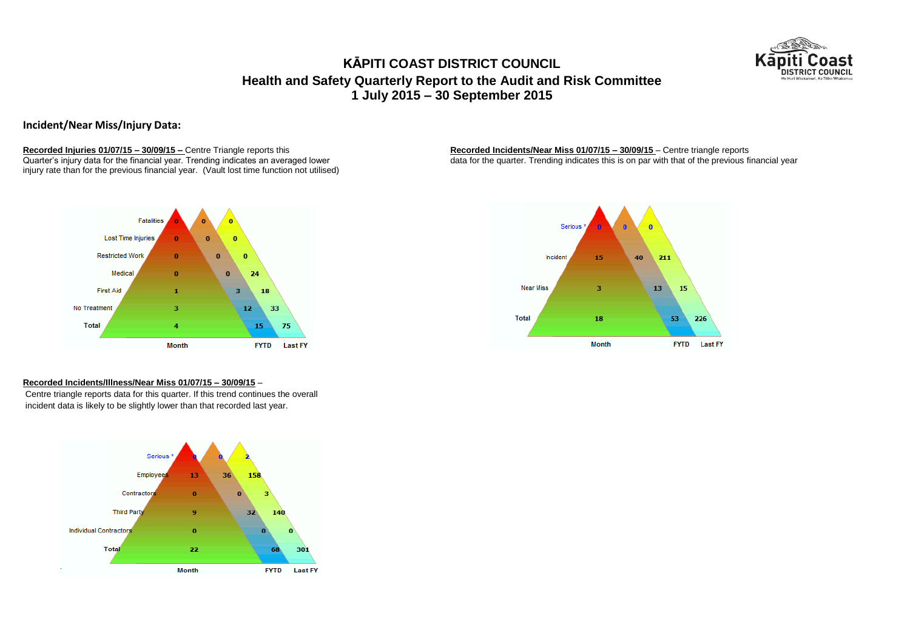# KĀPITI COAST DISTRICT COUNCIL

## Health and Safety Quarterly Report to the Audit and Risk Committee

## 1 July 2015 – 30 September 2015

### Incident/Near Miss/Injury Data:

**Recorded Injuries 01/07/15 – 30/09/15 –** Centre Triangle reports this Quarter's injury data for the financial year. Trending indicates an averaged lower injury rate than for the previous financial year. (Vault lost time function not utilised)

| | Month | FYTD | Last FY |
|---|---|---|---|
| Fatalities | 0 | 0 | 0 |
| Lost Time Injuries | 0 | 0 | 0 |
| Restricted Work | 0 | 0 | 0 |
| Medical | 0 | 0 | 24 |
| First Aid | 1 | 3 | 18 |
| No Treatment | 3 | 12 | 33 |
| **Total** | 4 | 15 | 75 |

**Recorded Incidents/Near Miss 01/07/15 – 30/09/15** – Centre triangle reports data for the quarter. Trending indicates this is on par with that of the previous financial year

| | Month | FYTD | Last FY |
|---|---|---|---|
| Serious * | 0 | 0 | 0 |
| Incident | 15 | 40 | 211 |
| Near Miss | 3 | 13 | 15 |
| **Total** | 18 | 53 | 226 |

**Recorded Incidents/Illness/Near Miss 01/07/15 – 30/09/15** –

Centre triangle reports data for this quarter. If this trend continues the overall incident data is likely to be slightly lower than that recorded last year.

| | Month | FYTD | Last FY |
|---|---|---|---|
| Serious * | 0 | 0 | 2 |
| Employees | 13 | 36 | 158 |
| Contractors | 0 | 0 | 3 |
| Third Party | 9 | 32 | 140 |
| Individual Contractors | 0 | 0 | 0 |
| **Total** | 22 | 68 | 301 |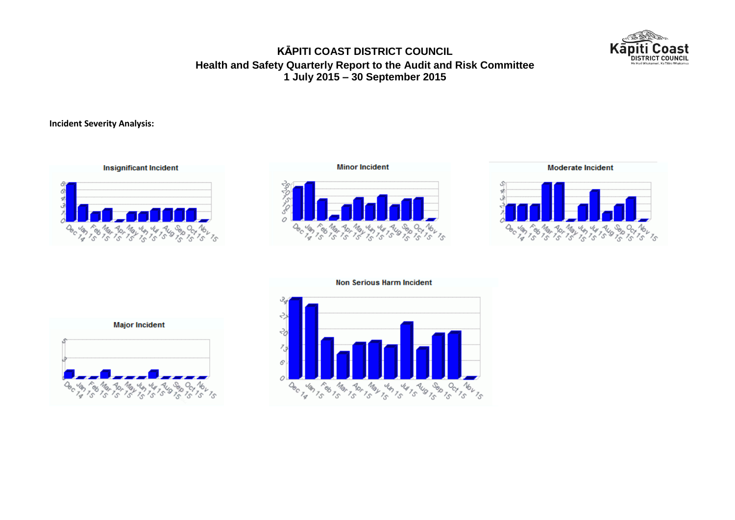# KĀPITI COAST DISTRICT COUNCIL

## Health and Safety Quarterly Report to the Audit and Risk Committee

## 1 July 2015 – 30 September 2015

**Incident Severity Analysis:**

Insignificant Incident

8
6
4
3
1
0

Dec 14 Jan 15 Feb 15 Mar 15 Apr 15 May 15 Jun 15 Jul 15 Aug 15 Sep 15 Oct 15 Nov 15

Minor Incident

25
20
15
10
5
0

Dec 14 Jan 15 Feb 15 Mar 15 Apr 15 May 15 Jun 15 Jul 15 Aug 15 Sep 15 Oct 15 Nov 15

Moderate Incident

5
4
3
2
1
0

Dec 14 Jan 15 Feb 15 Mar 15 Apr 15 May 15 Jun 15 Jul 15 Aug 15 Sep 15 Oct 15 Nov 15

Major Incident

5
3
0

Dec 14 Jan 15 Feb 15 Mar 15 Apr 15 May 15 Jun 15 Jul 15 Aug 15 Sep 15 Oct 15 Nov 15

Non Serious Harm Incident

34
27
20
13
6
0

Dec 14 Jan 15 Feb 15 Mar 15 Apr 15 May 15 Jun 15 Jul 15 Aug 15 Sep 15 Oct 15 Nov 15